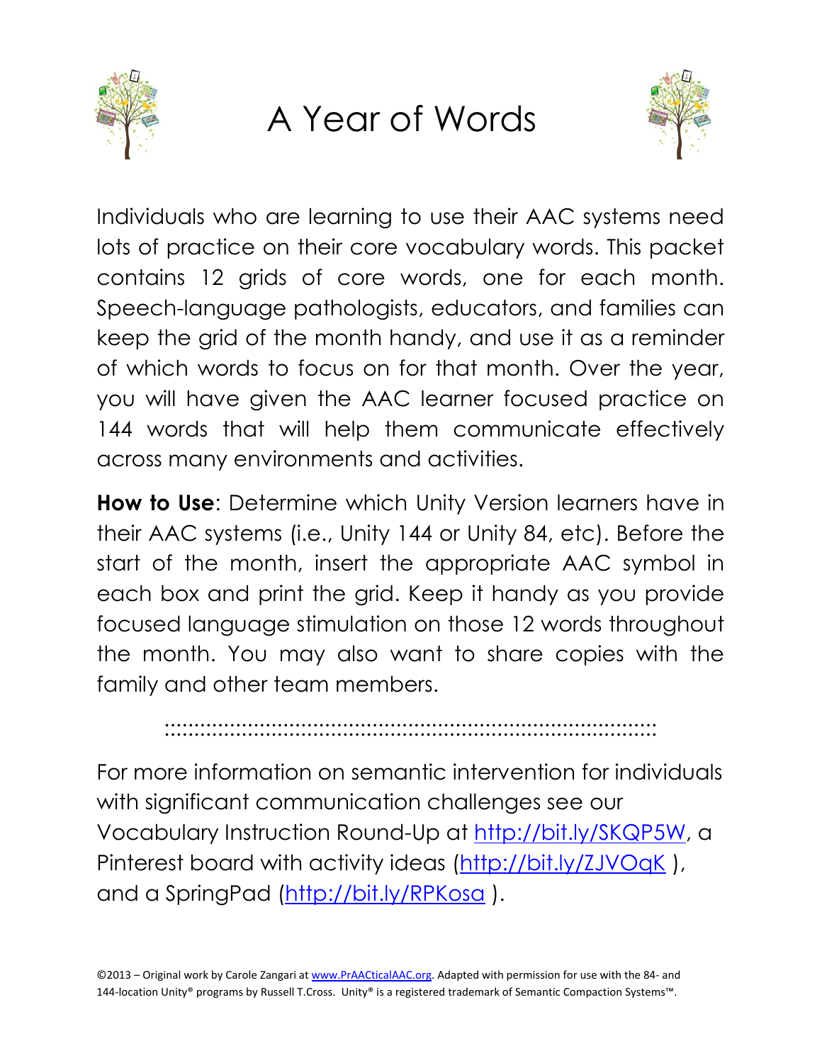# A Year of Words

Individuals who are learning to use their AAC systems need lots of practice on their core vocabulary words. This packet contains 12 grids of core words, one for each month. Speech-language pathologists, educators, and families can keep the grid of the month handy, and use it as a reminder of which words to focus on for that month. Over the year, you will have given the AAC learner focused practice on 144 words that will help them communicate effectively across many environments and activities.

**How to Use**: Determine which Unity Version learners have in their AAC systems (i.e., Unity 144 or Unity 84, etc). Before the start of the month, insert the appropriate AAC symbol in each box and print the grid. Keep it handy as you provide focused language stimulation on those 12 words throughout the month. You may also want to share copies with the family and other team members.

---

For more information on semantic intervention for individuals with significant communication challenges see our Vocabulary Instruction Round-Up at http://bit.ly/SKQP5W, a Pinterest board with activity ideas (http://bit.ly/ZJVOqK ), and a SpringPad (http://bit.ly/RPKosa ).

©2013 – Original work by Carole Zangari at www.PrAACticalAAC.org. Adapted with permission for use with the 84- and 144-location Unity® programs by Russell T.Cross. Unity® is a registered trademark of Semantic Compaction Systems™.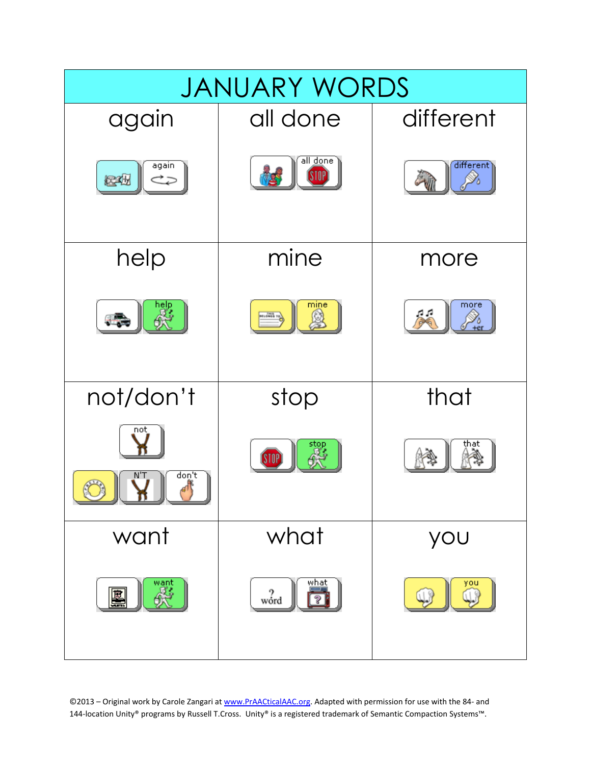# JANUARY WORDS

| again | all done | different |
| --- | --- | --- |
| again | all done | different |
| **help** | **mine** | **more** |
| help | mine | more +er |
| **not/don't** | **stop** | **that** |
| not N'T don't | stop | that |
| **want** | **what** | **you** |
| want | word what | you |

©2013 – Original work by Carole Zangari at www.PrAACticalAAC.org. Adapted with permission for use with the 84- and 144-location Unity® programs by Russell T.Cross. Unity® is a registered trademark of Semantic Compaction Systems™.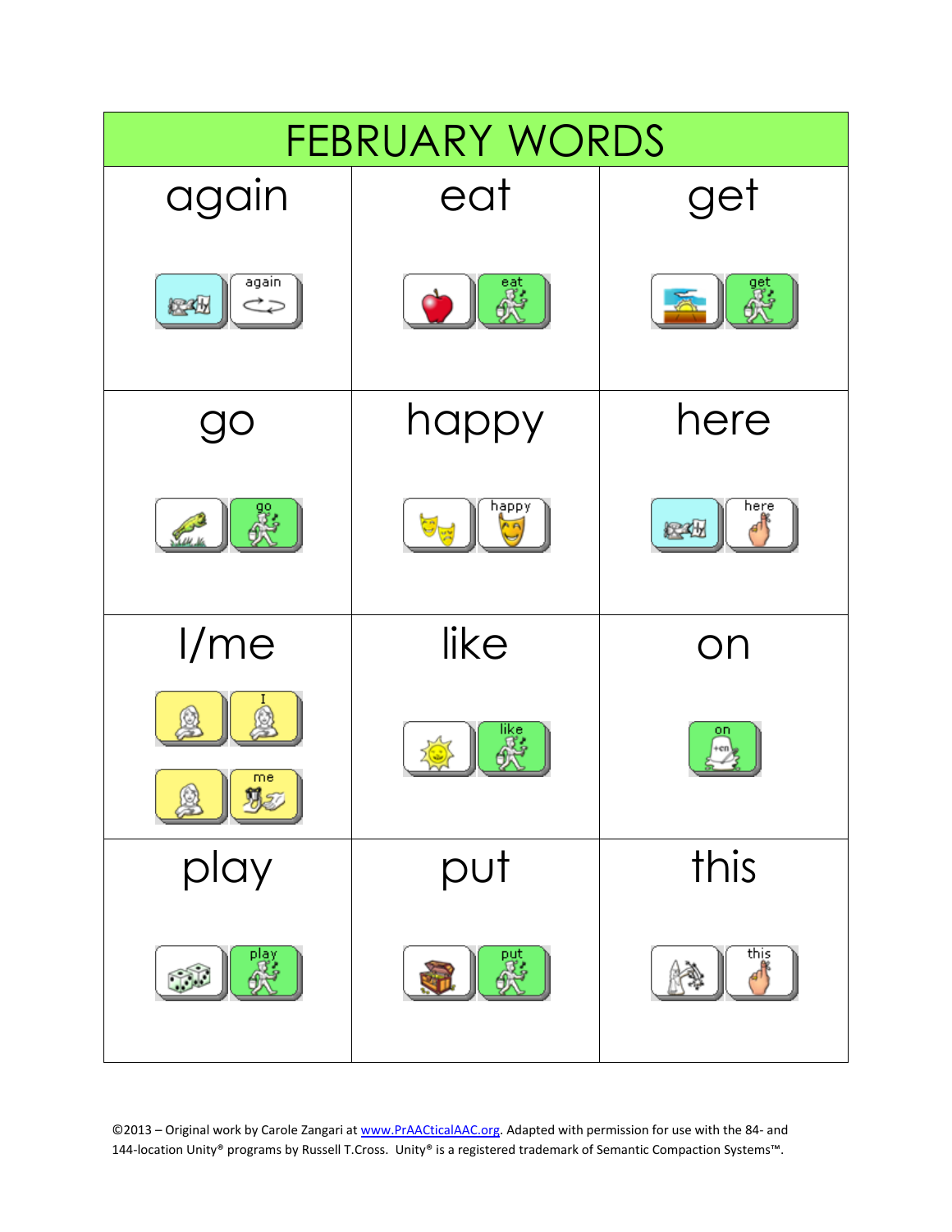# FEBRUARY WORDS

| again | eat | get |
|---|---|---|
| again | eat | get |
| **go** | **happy** | **here** |
| go | happy | here |
| **I/me** | **like** | **on** |
| I<br>me | like | on |
| **play** | **put** | **this** |
| play | put | this |

©2013 – Original work by Carole Zangari at www.PrAACticalAAC.org. Adapted with permission for use with the 84- and 144-location Unity® programs by Russell T.Cross. Unity® is a registered trademark of Semantic Compaction Systems™.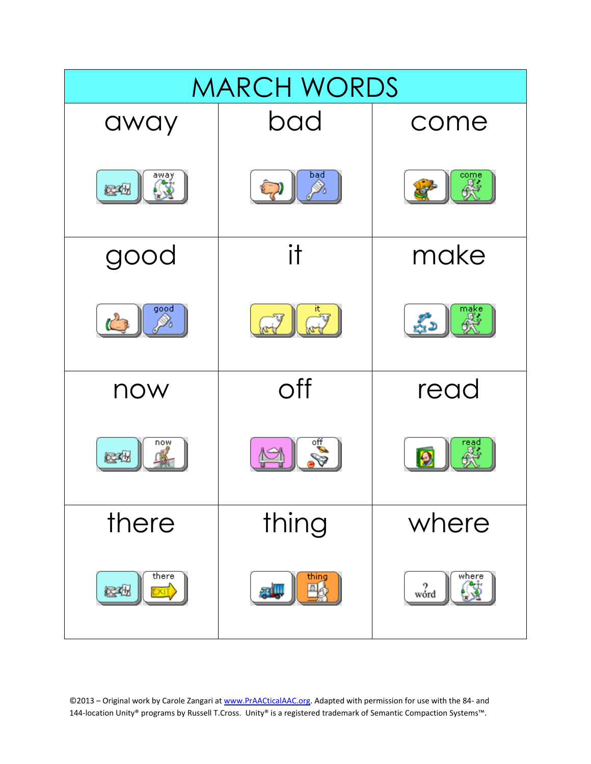| MARCH WORDS | | |
|---|---|---|
| away | bad | come |
| good | it | make |
| now | off | read |
| there | thing | where |

©2013 – Original work by Carole Zangari at www.PrAACticalAAC.org. Adapted with permission for use with the 84- and 144-location Unity® programs by Russell T.Cross. Unity® is a registered trademark of Semantic Compaction Systems™.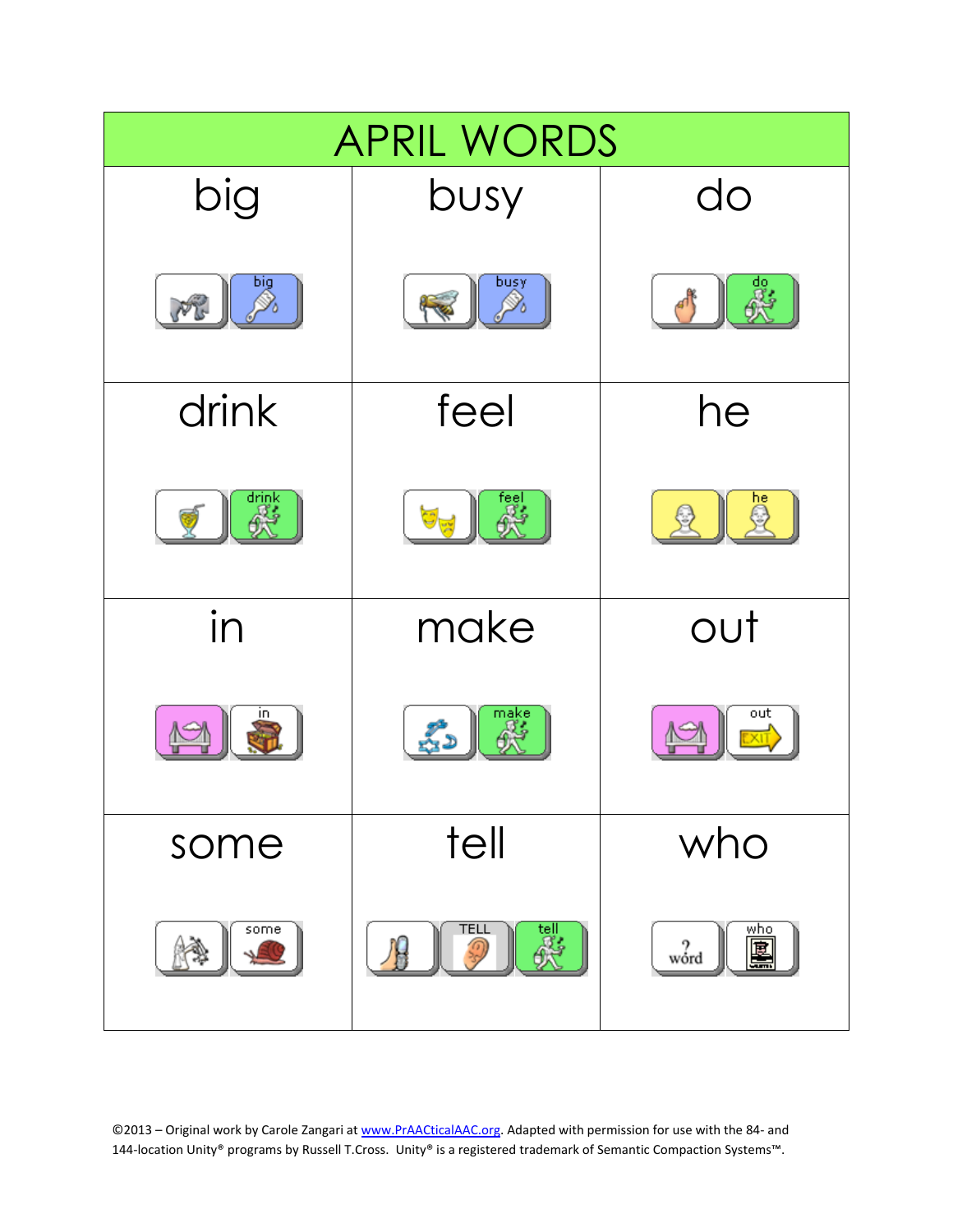| APRIL WORDS | | |
|---|---|---|
| big | busy | do |
| drink | feel | he |
| in | make | out |
| some | tell | who |

©2013 – Original work by Carole Zangari at www.PrAACticalAAC.org. Adapted with permission for use with the 84- and 144-location Unity® programs by Russell T.Cross. Unity® is a registered trademark of Semantic Compaction Systems™.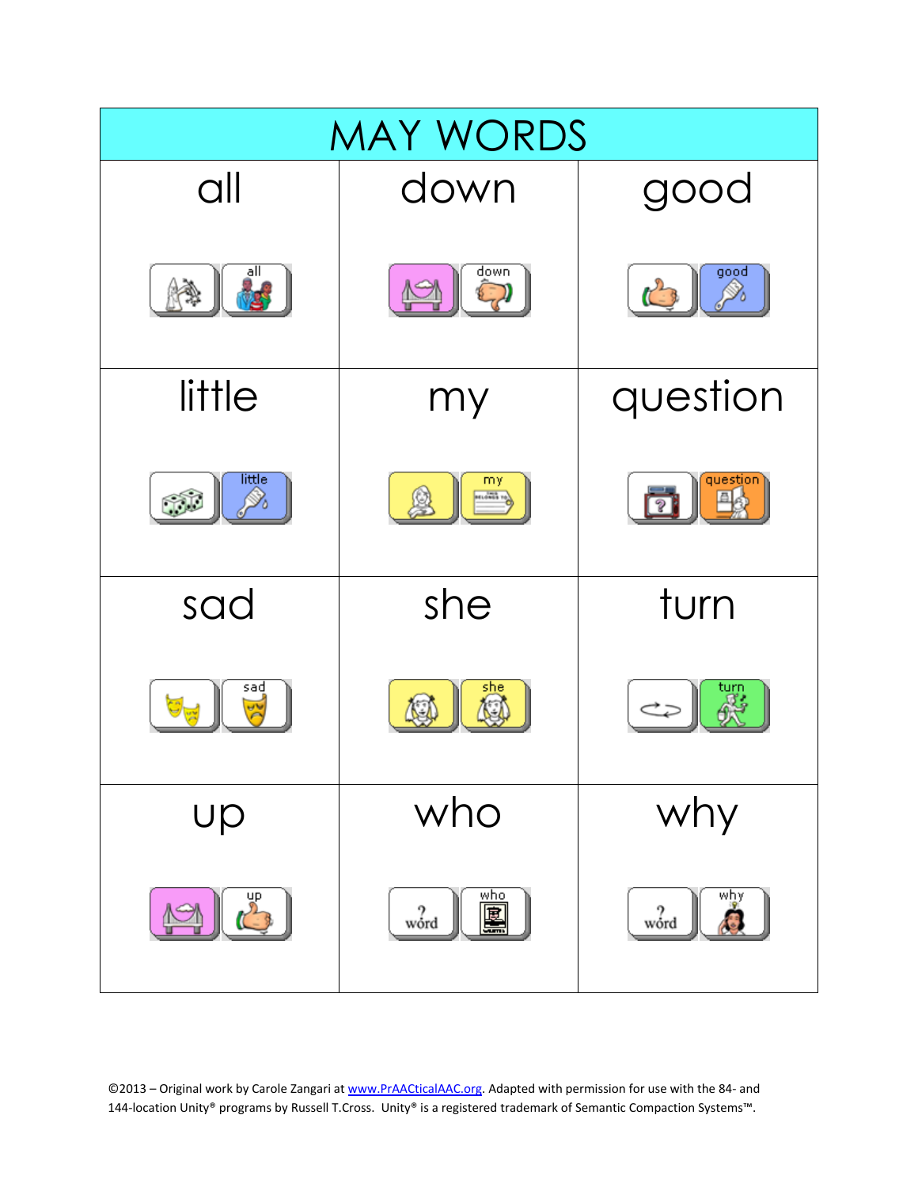| MAY WORDS | | |
|---|---|---|
| all | down | good |
| little | my | question |
| sad | she | turn |
| up | who | why |

©2013 – Original work by Carole Zangari at www.PrAACticalAAC.org. Adapted with permission for use with the 84- and 144-location Unity® programs by Russell T.Cross. Unity® is a registered trademark of Semantic Compaction Systems™.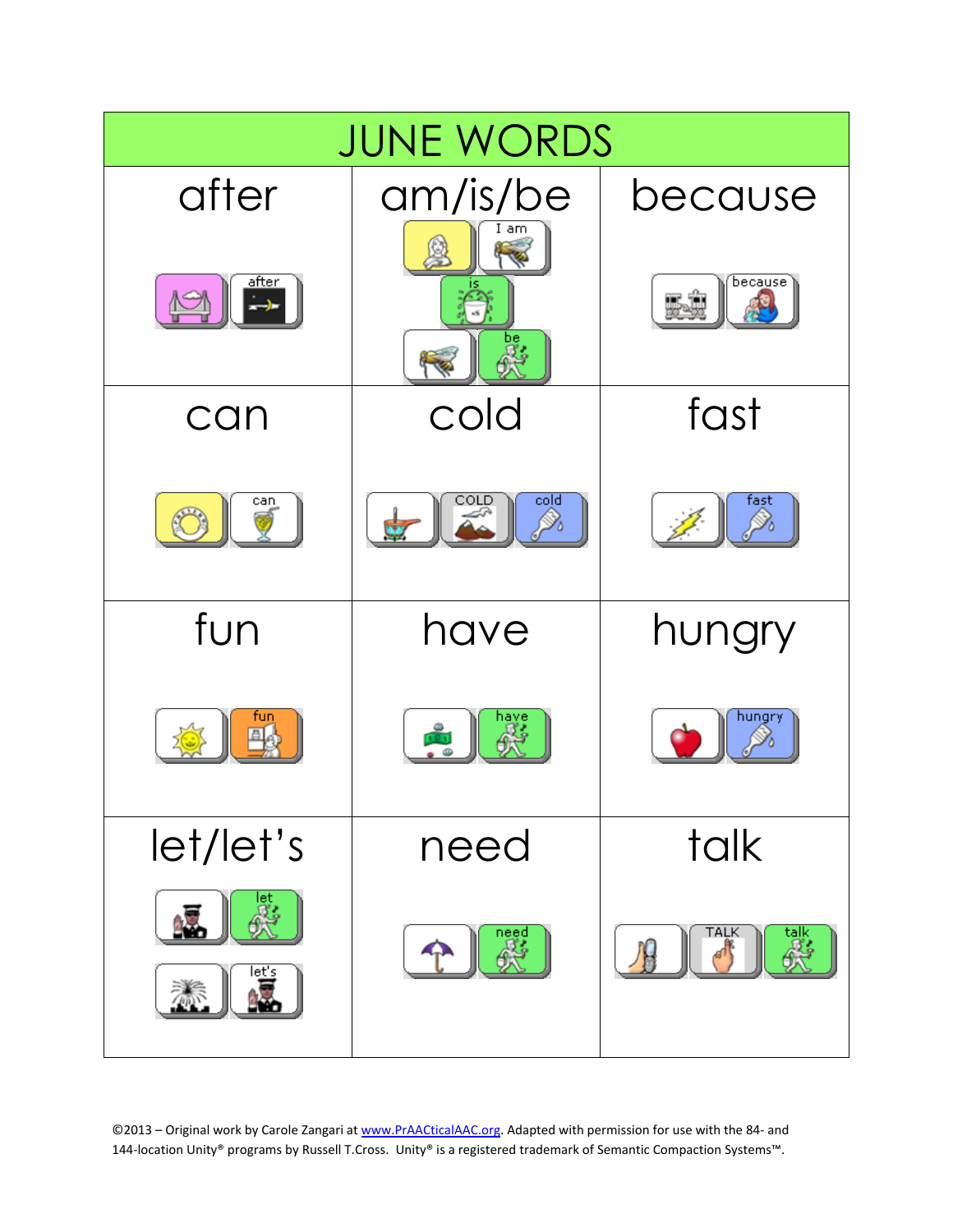| JUNE WORDS | | |
|---|---|---|
| after<br>after | am/is/be<br>I am<br>is<br>be | because<br>because |
| can<br>can | cold<br>COLD cold | fast<br>fast |
| fun<br>fun | have<br>have | hungry<br>hungry |
| let/let's<br>let<br>let's | need<br>need | talk<br>TALK talk |

©2013 – Original work by Carole Zangari at www.PrAACticalAAC.org. Adapted with permission for use with the 84- and 144-location Unity® programs by Russell T.Cross. Unity® is a registered trademark of Semantic Compaction Systems™.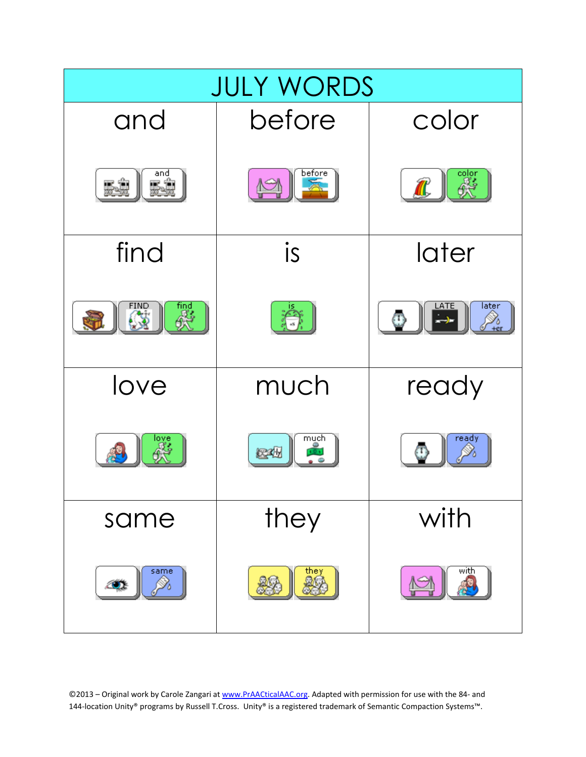| JULY WORDS | | |
|---|---|---|
| and | before | color |
| find | is | later |
| love | much | ready |
| same | they | with |

©2013 – Original work by Carole Zangari at www.PrAACticalAAC.org. Adapted with permission for use with the 84- and 144-location Unity® programs by Russell T.Cross. Unity® is a registered trademark of Semantic Compaction Systems™.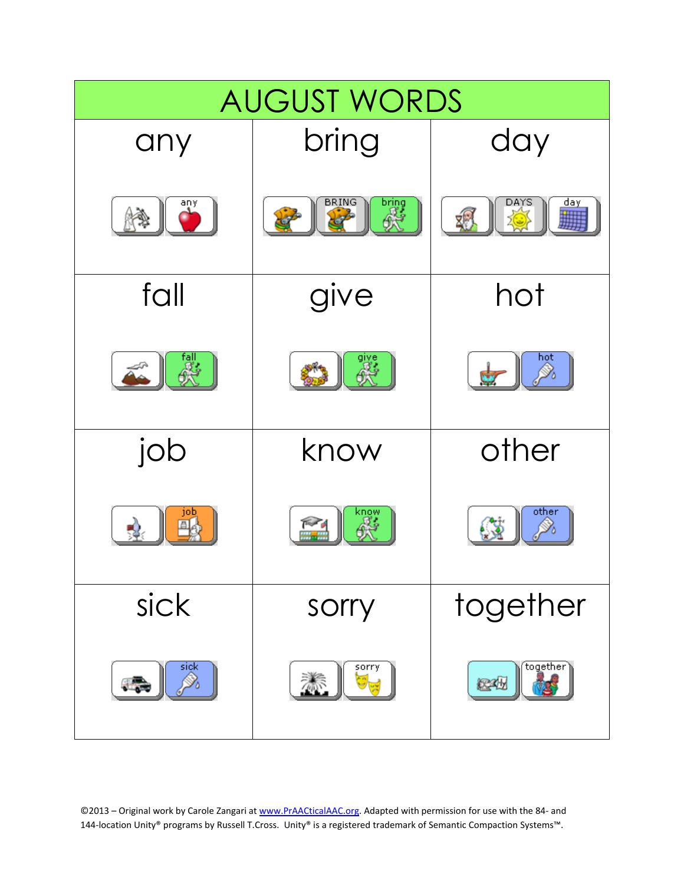| AUGUST WORDS | | |
|---|---|---|
| any | bring | day |
| fall | give | hot |
| job | know | other |
| sick | sorry | together |

©2013 – Original work by Carole Zangari at www.PrAACticalAAC.org. Adapted with permission for use with the 84- and 144-location Unity® programs by Russell T.Cross. Unity® is a registered trademark of Semantic Compaction Systems™.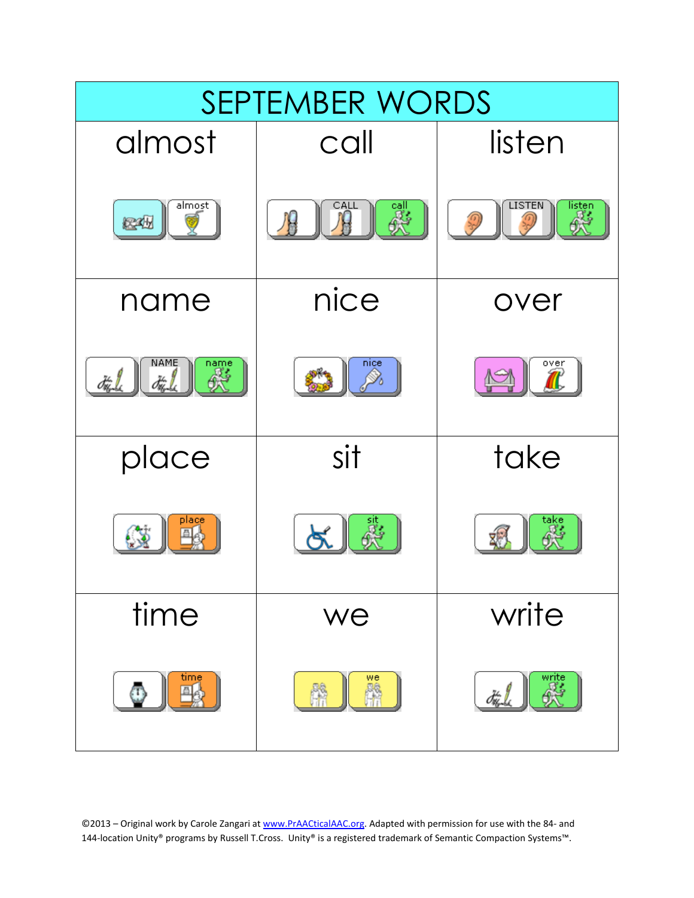| SEPTEMBER WORDS | | |
|---|---|---|
| almost<br>almost | call<br>CALL call | listen<br>LISTEN listen |
| name<br>NAME name | nice<br>nice | over<br>over |
| place<br>place | sit<br>sit | take<br>take |
| time<br>time | we<br>we | write<br>write |

©2013 – Original work by Carole Zangari at www.PrAACticalAAC.org. Adapted with permission for use with the 84- and 144-location Unity® programs by Russell T.Cross. Unity® is a registered trademark of Semantic Compaction Systems™.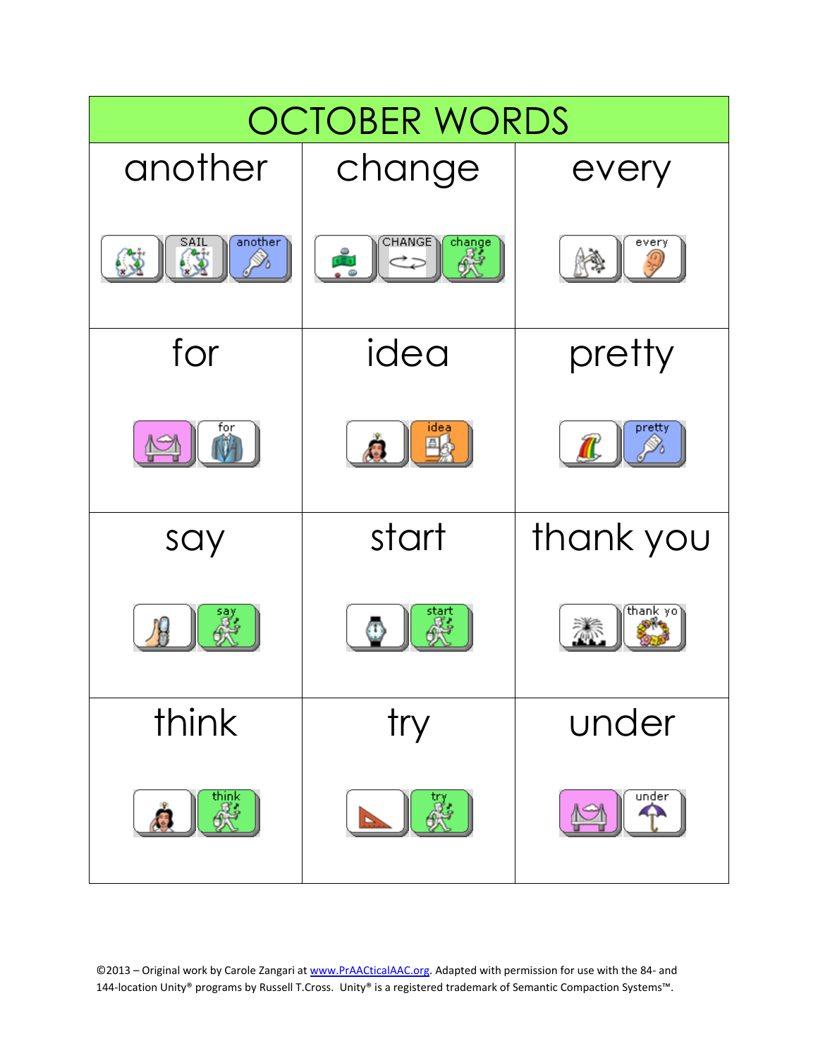| OCTOBER WORDS | | |
|---|---|---|
| another | change | every |
| for | idea | pretty |
| say | start | thank you |
| think | try | under |

©2013 – Original work by Carole Zangari at www.PrAACticalAAC.org. Adapted with permission for use with the 84- and 144-location Unity® programs by Russell T.Cross. Unity® is a registered trademark of Semantic Compaction Systems™.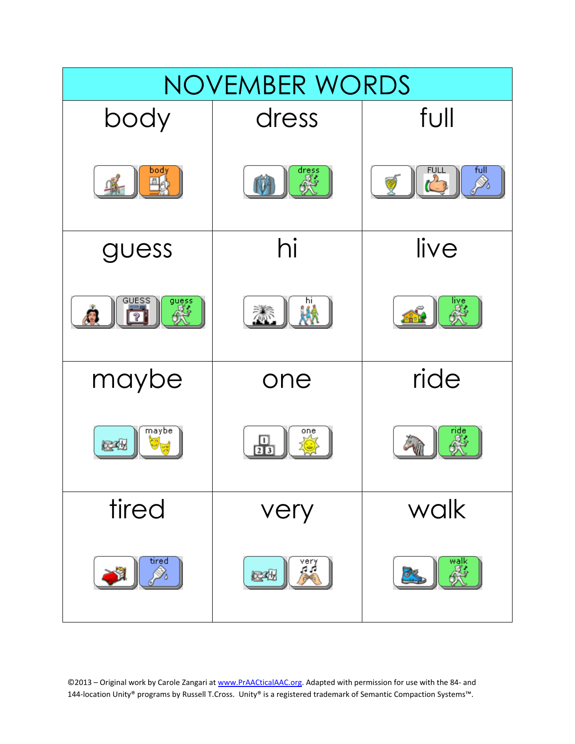| NOVEMBER WORDS | | |
|---|---|---|
| body | dress | full |
| guess | hi | live |
| maybe | one | ride |
| tired | very | walk |

©2013 – Original work by Carole Zangari at www.PrAACticalAAC.org. Adapted with permission for use with the 84- and 144-location Unity® programs by Russell T.Cross. Unity® is a registered trademark of Semantic Compaction Systems™.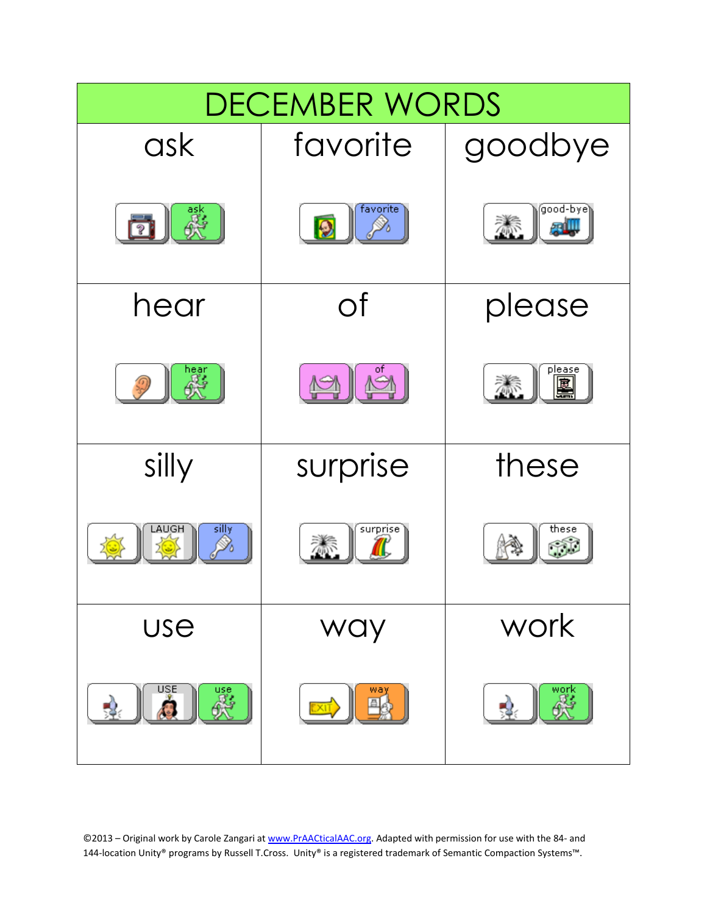| DECEMBER WORDS | | |
|---|---|---|
| ask | favorite | goodbye |
| hear | of | please |
| silly | surprise | these |
| use | way | work |

©2013 – Original work by Carole Zangari at www.PrAACticalAAC.org. Adapted with permission for use with the 84- and 144-location Unity® programs by Russell T.Cross. Unity® is a registered trademark of Semantic Compaction Systems™.